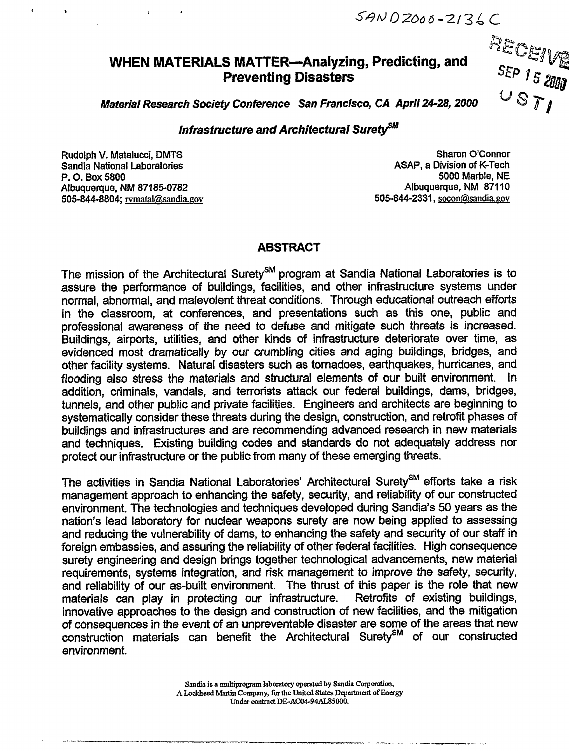SAND2000-2136C

RECEIVED SEP 15 2000 OSTI

# WHEN MATERIALS MATTER—Analyzing, Predicting, and Preventing Disasters

*Material Research Society Conference San Francisco, CA April 24-28, 2000*

## *Infrastructure and Architectural Surety℠*

Rudolph V. Matalucci, DMTS
Sandia National Laboratories
P. O. Box 5800
Albuquerque, NM 87185-0782
505-844-8804; rvmatal@sandia.gov

Sharon O'Connor
ASAP, a Division of K-Tech
5000 Marble, NE
Albuquerque, NM 87110
505-844-2331, socon@sandia.gov

## ABSTRACT

The mission of the Architectural Surety℠ program at Sandia National Laboratories is to assure the performance of buildings, facilities, and other infrastructure systems under normal, abnormal, and malevolent threat conditions. Through educational outreach efforts in the classroom, at conferences, and presentations such as this one, public and professional awareness of the need to defuse and mitigate such threats is increased. Buildings, airports, utilities, and other kinds of infrastructure deteriorate over time, as evidenced most dramatically by our crumbling cities and aging buildings, bridges, and other facility systems. Natural disasters such as tornadoes, earthquakes, hurricanes, and flooding also stress the materials and structural elements of our built environment. In addition, criminals, vandals, and terrorists attack our federal buildings, dams, bridges, tunnels, and other public and private facilities. Engineers and architects are beginning to systematically consider these threats during the design, construction, and retrofit phases of buildings and infrastructures and are recommending advanced research in new materials and techniques. Existing building codes and standards do not adequately address nor protect our infrastructure or the public from many of these emerging threats.

The activities in Sandia National Laboratories' Architectural Surety℠ efforts take a risk management approach to enhancing the safety, security, and reliability of our constructed environment. The technologies and techniques developed during Sandia's 50 years as the nation's lead laboratory for nuclear weapons surety are now being applied to assessing and reducing the vulnerability of dams, to enhancing the safety and security of our staff in foreign embassies, and assuring the reliability of other federal facilities. High consequence surety engineering and design brings together technological advancements, new material requirements, systems integration, and risk management to improve the safety, security, and reliability of our as-built environment. The thrust of this paper is the role that new materials can play in protecting our infrastructure. Retrofits of existing buildings, innovative approaches to the design and construction of new facilities, and the mitigation of consequences in the event of an unpreventable disaster are some of the areas that new construction materials can benefit the Architectural Surety℠ of our constructed environment.

Sandia is a multiprogram laboratory operated by Sandia Corporation, A Lockheed Martin Company, for the United States Department of Energy Under contract DE-AC04-94AL85000.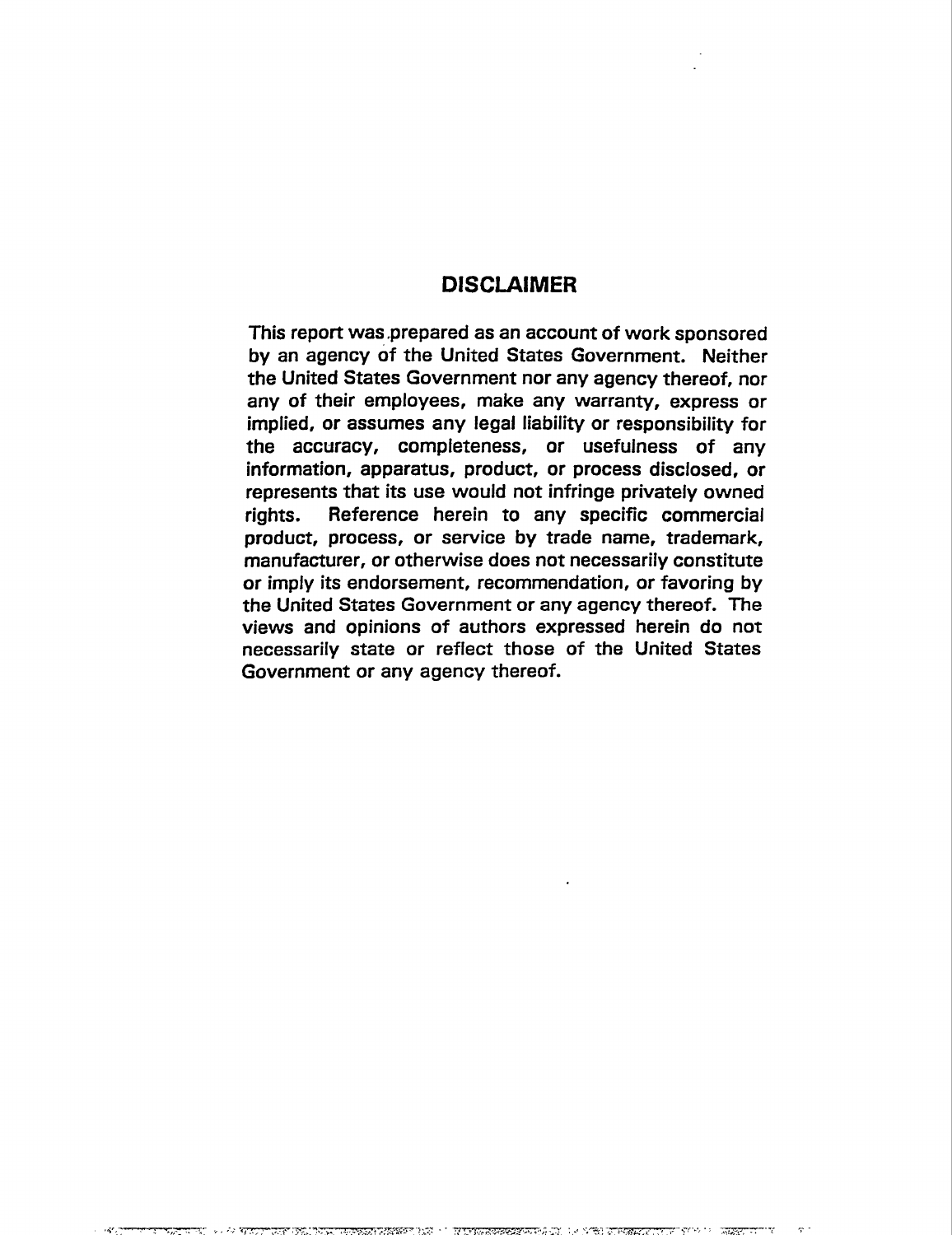## DISCLAIMER

This report was prepared as an account of work sponsored by an agency of the United States Government. Neither the United States Government nor any agency thereof, nor any of their employees, make any warranty, express or implied, or assumes any legal liability or responsibility for the accuracy, completeness, or usefulness of any information, apparatus, product, or process disclosed, or represents that its use would not infringe privately owned rights. Reference herein to any specific commercial product, process, or service by trade name, trademark, manufacturer, or otherwise does not necessarily constitute or imply its endorsement, recommendation, or favoring by the United States Government or any agency thereof. The views and opinions of authors expressed herein do not necessarily state or reflect those of the United States Government or any agency thereof.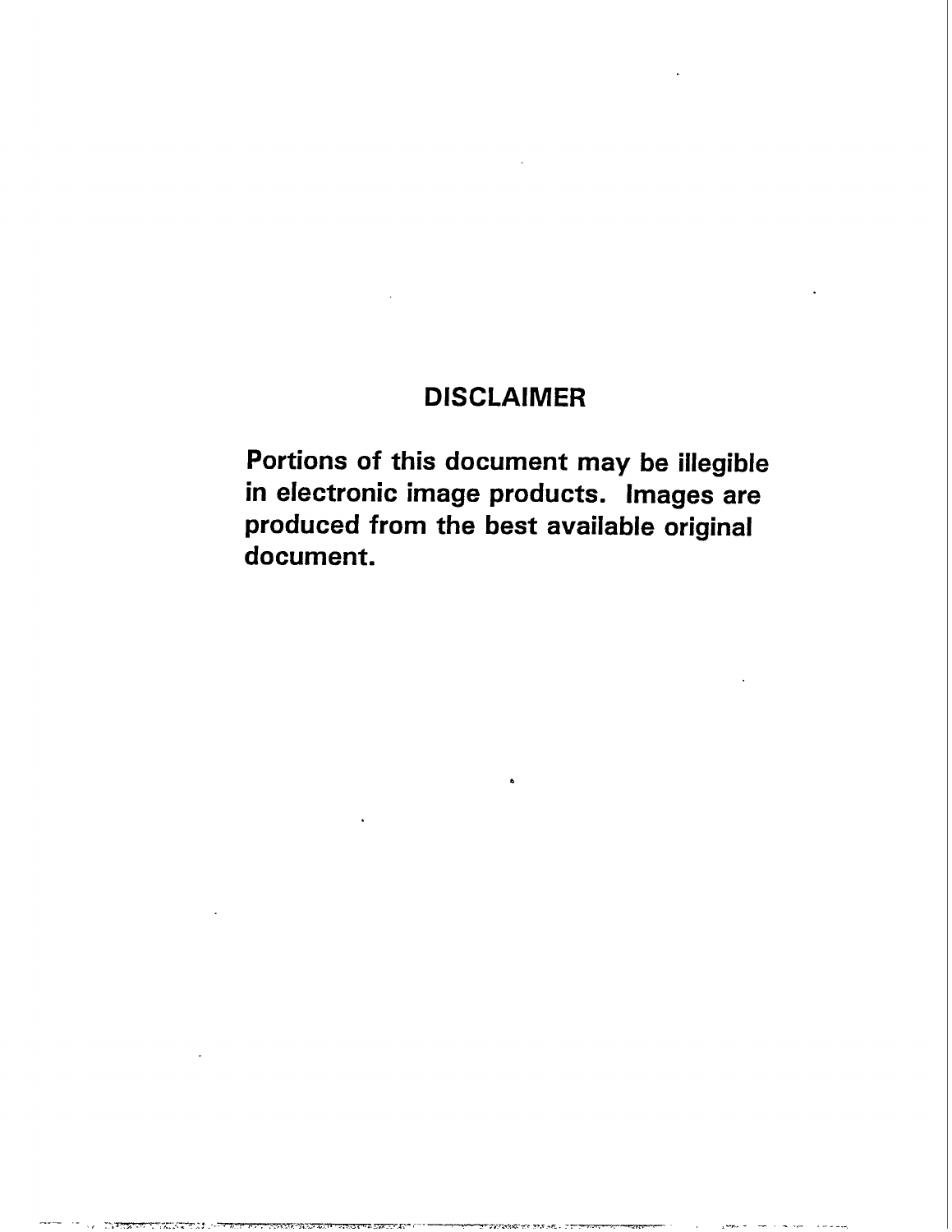# DISCLAIMER

Portions of this document may be illegible in electronic image products. Images are produced from the best available original document.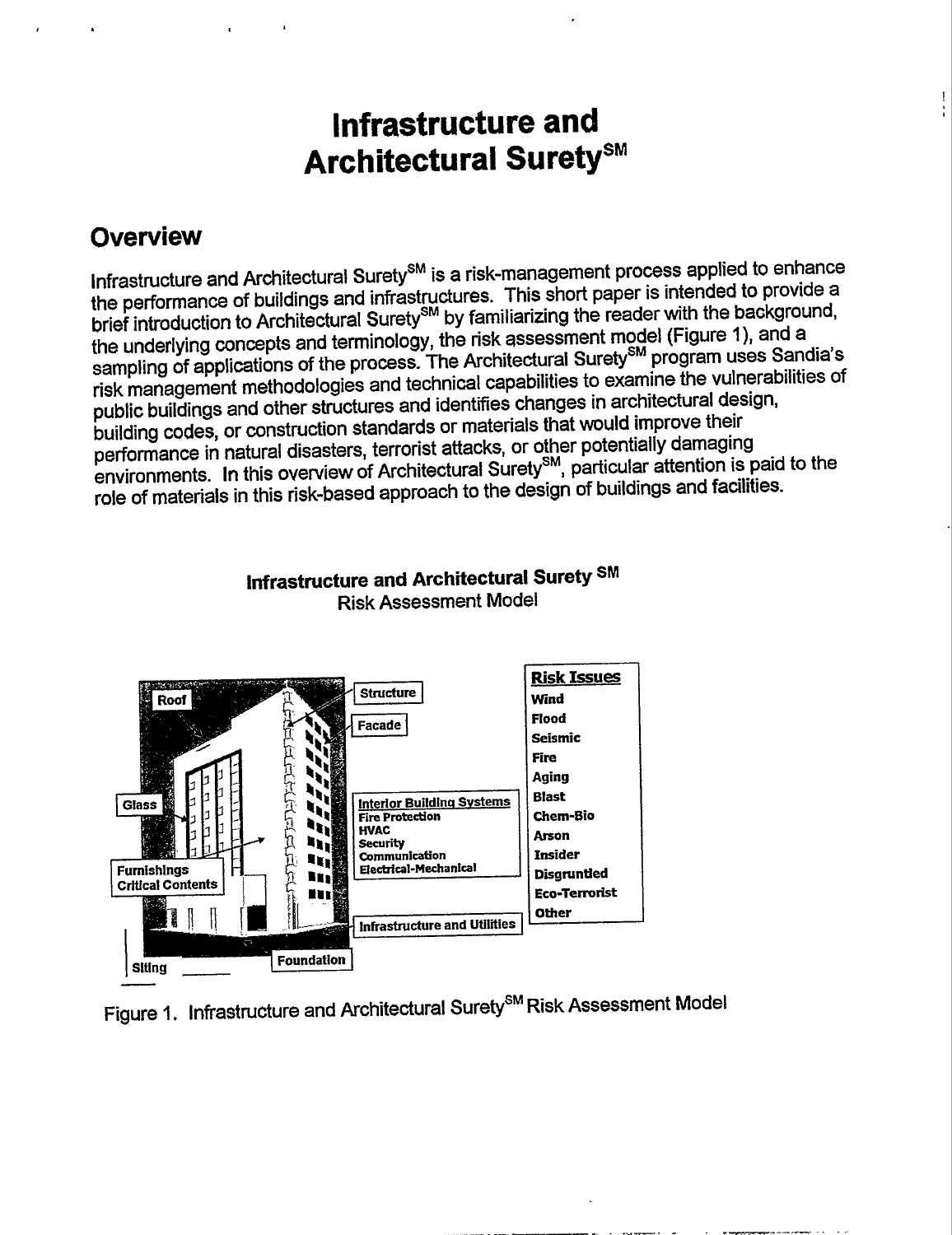# Infrastructure and Architectural Surety[SM]

## Overview

Infrastructure and Architectural Surety[SM] is a risk-management process applied to enhance the performance of buildings and infrastructures. This short paper is intended to provide a brief introduction to Architectural Surety[SM] by familiarizing the reader with the background, the underlying concepts and terminology, the risk assessment model (Figure 1), and a sampling of applications of the process. The Architectural Surety[SM] program uses Sandia's risk management methodologies and technical capabilities to examine the vulnerabilities of public buildings and other structures and identifies changes in architectural design, building codes, or construction standards or materials that would improve their performance in natural disasters, terrorist attacks, or other potentially damaging environments. In this overview of Architectural Surety[SM], particular attention is paid to the role of materials in this risk-based approach to the design of buildings and facilities.

**Infrastructure and Architectural Surety [SM]**
Risk Assessment Model

Roof
Structure
Facade
Glass
Furnishings
Critical Contents
Interior Building Systems
Fire Protection
HVAC
Security
Communication
Electrical-Mechanical
Infrastructure and Utilities
Siting
Foundation

**Risk Issues**
Wind
Flood
Seismic
Fire
Aging
Blast
Chem-Bio
Arson
Insider
Disgruntled
Eco-Terrorist
Other

Figure 1. Infrastructure and Architectural Surety[SM] Risk Assessment Model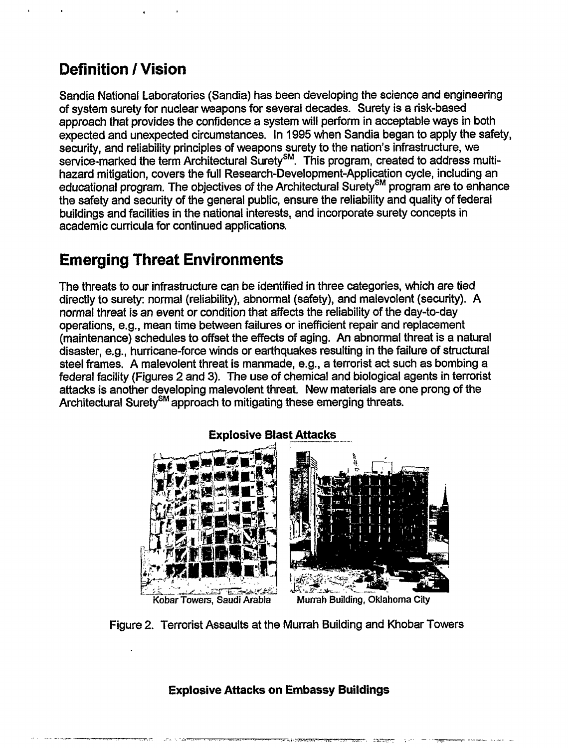## Definition / Vision

Sandia National Laboratories (Sandia) has been developing the science and engineering of system surety for nuclear weapons for several decades. Surety is a risk-based approach that provides the confidence a system will perform in acceptable ways in both expected and unexpected circumstances. In 1995 when Sandia began to apply the safety, security, and reliability principles of weapons surety to the nation's infrastructure, we service-marked the term Architectural Surety℠. This program, created to address multi-hazard mitigation, covers the full Research-Development-Application cycle, including an educational program. The objectives of the Architectural Surety℠ program are to enhance the safety and security of the general public, ensure the reliability and quality of federal buildings and facilities in the national interests, and incorporate surety concepts in academic curricula for continued applications.

## Emerging Threat Environments

The threats to our infrastructure can be identified in three categories, which are tied directly to surety: normal (reliability), abnormal (safety), and malevolent (security). A normal threat is an event or condition that affects the reliability of the day-to-day operations, e.g., mean time between failures or inefficient repair and replacement (maintenance) schedules to offset the effects of aging. An abnormal threat is a natural disaster, e.g., hurricane-force winds or earthquakes resulting in the failure of structural steel frames. A malevolent threat is manmade, e.g., a terrorist act such as bombing a federal facility (Figures 2 and 3). The use of chemical and biological agents in terrorist attacks is another developing malevolent threat. New materials are one prong of the Architectural Surety℠ approach to mitigating these emerging threats.

**Explosive Blast Attacks**

Kobar Towers, Saudi Arabia    Murrah Building, Oklahoma City

Figure 2. Terrorist Assaults at the Murrah Building and Khobar Towers

**Explosive Attacks on Embassy Buildings**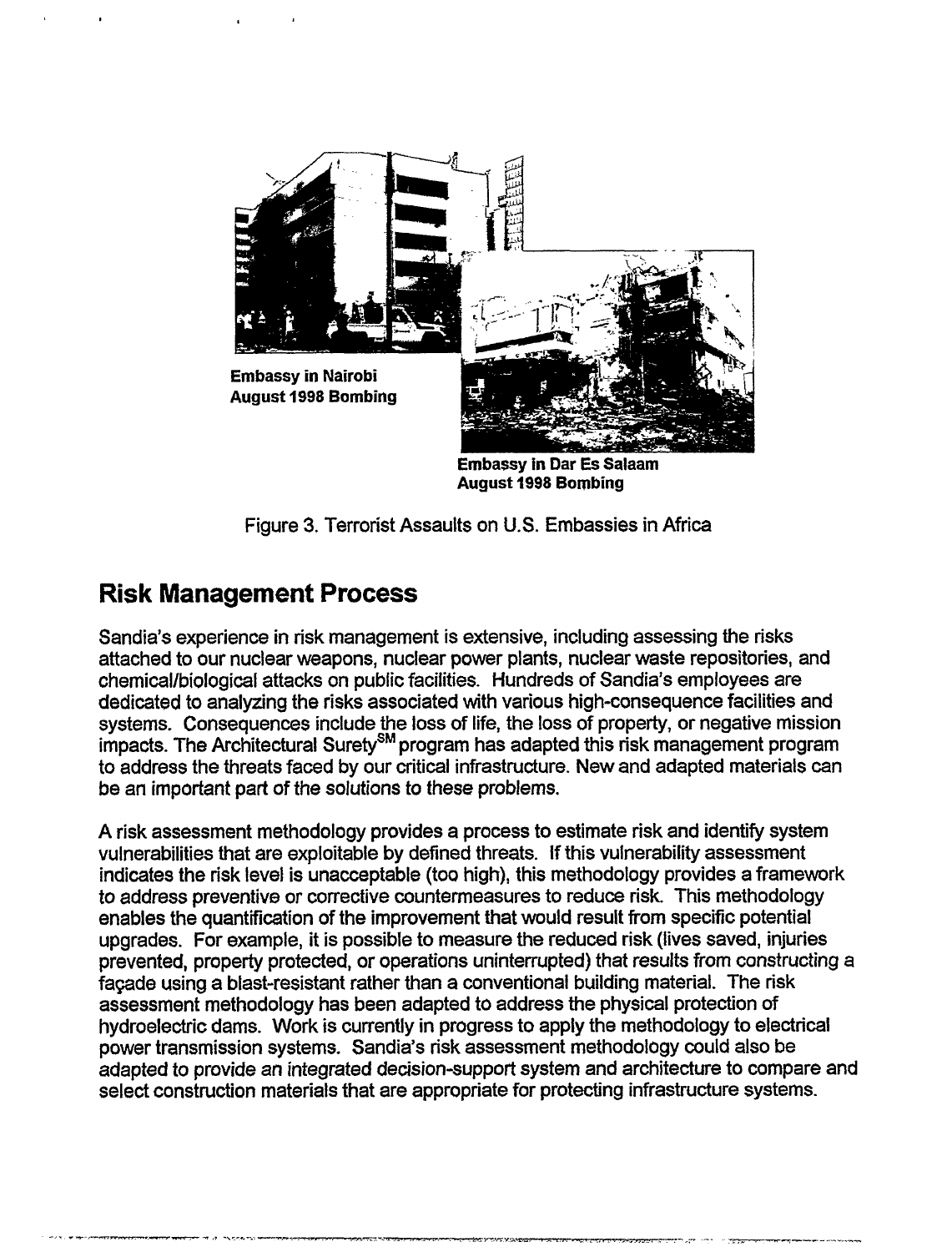Embassy in Nairobi
August 1998 Bombing

Embassy in Dar Es Salaam
August 1998 Bombing

Figure 3. Terrorist Assaults on U.S. Embassies in Africa

## Risk Management Process

Sandia's experience in risk management is extensive, including assessing the risks attached to our nuclear weapons, nuclear power plants, nuclear waste repositories, and chemical/biological attacks on public facilities. Hundreds of Sandia's employees are dedicated to analyzing the risks associated with various high-consequence facilities and systems. Consequences include the loss of life, the loss of property, or negative mission impacts. The Architectural Surety[SM] program has adapted this risk management program to address the threats faced by our critical infrastructure. New and adapted materials can be an important part of the solutions to these problems.

A risk assessment methodology provides a process to estimate risk and identify system vulnerabilities that are exploitable by defined threats. If this vulnerability assessment indicates the risk level is unacceptable (too high), this methodology provides a framework to address preventive or corrective countermeasures to reduce risk. This methodology enables the quantification of the improvement that would result from specific potential upgrades. For example, it is possible to measure the reduced risk (lives saved, injuries prevented, property protected, or operations uninterrupted) that results from constructing a façade using a blast-resistant rather than a conventional building material. The risk assessment methodology has been adapted to address the physical protection of hydroelectric dams. Work is currently in progress to apply the methodology to electrical power transmission systems. Sandia's risk assessment methodology could also be adapted to provide an integrated decision-support system and architecture to compare and select construction materials that are appropriate for protecting infrastructure systems.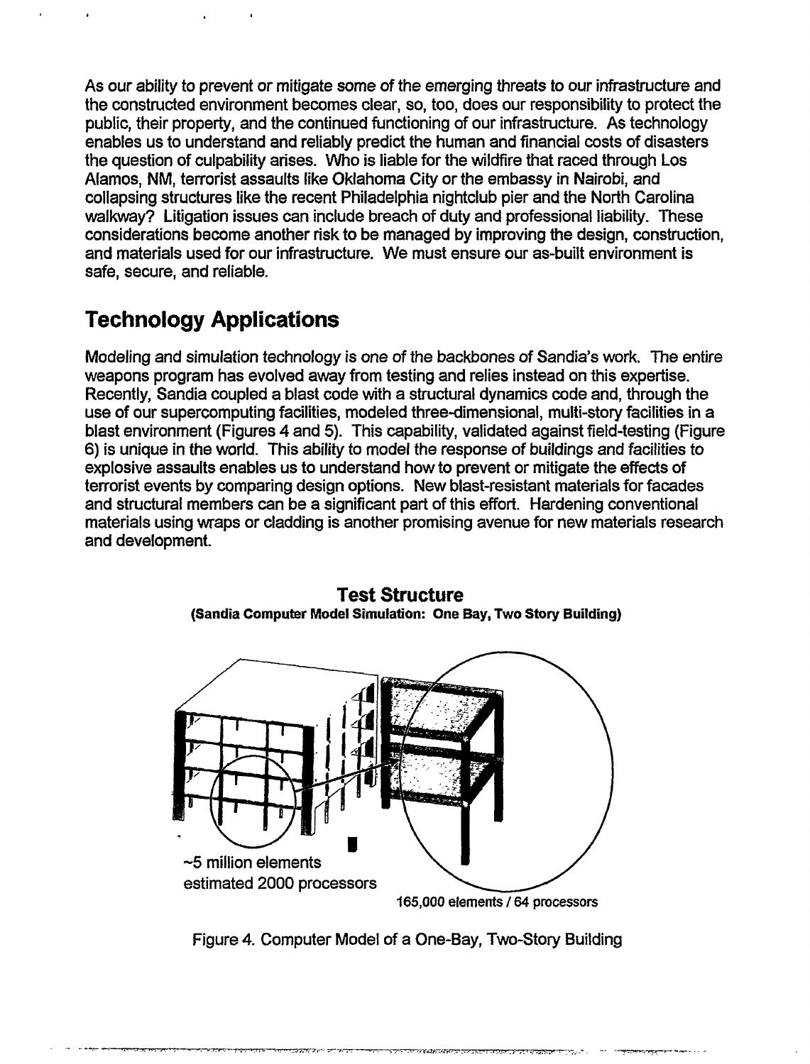As our ability to prevent or mitigate some of the emerging threats to our infrastructure and the constructed environment becomes clear, so, too, does our responsibility to protect the public, their property, and the continued functioning of our infrastructure. As technology enables us to understand and reliably predict the human and financial costs of disasters the question of culpability arises. Who is liable for the wildfire that raced through Los Alamos, NM, terrorist assaults like Oklahoma City or the embassy in Nairobi, and collapsing structures like the recent Philadelphia nightclub pier and the North Carolina walkway? Litigation issues can include breach of duty and professional liability. These considerations become another risk to be managed by improving the design, construction, and materials used for our infrastructure. We must ensure our as-built environment is safe, secure, and reliable.

## Technology Applications

Modeling and simulation technology is one of the backbones of Sandia's work. The entire weapons program has evolved away from testing and relies instead on this expertise. Recently, Sandia coupled a blast code with a structural dynamics code and, through the use of our supercomputing facilities, modeled three-dimensional, multi-story facilities in a blast environment (Figures 4 and 5). This capability, validated against field-testing (Figure 6) is unique in the world. This ability to model the response of buildings and facilities to explosive assaults enables us to understand how to prevent or mitigate the effects of terrorist events by comparing design options. New blast-resistant materials for facades and structural members can be a significant part of this effort. Hardening conventional materials using wraps or cladding is another promising avenue for new materials research and development.

**Test Structure**
**(Sandia Computer Model Simulation: One Bay, Two Story Building)**

~5 million elements
estimated 2000 processors

165,000 elements / 64 processors

Figure 4. Computer Model of a One-Bay, Two-Story Building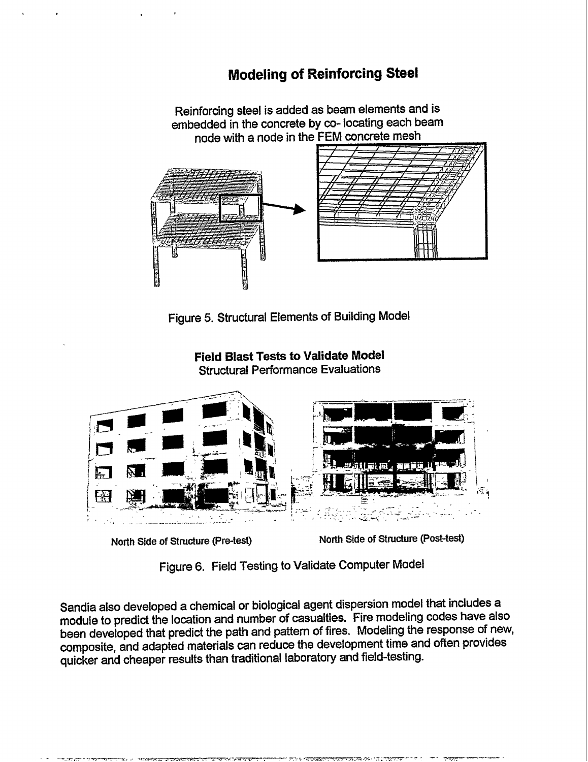## Modeling of Reinforcing Steel

Reinforcing steel is added as beam elements and is embedded in the concrete by co- locating each beam node with a node in the FEM concrete mesh

Figure 5. Structural Elements of Building Model

**Field Blast Tests to Validate Model**
Structural Performance Evaluations

North Side of Structure (Pre-test)

North Side of Structure (Post-test)

Figure 6. Field Testing to Validate Computer Model

Sandia also developed a chemical or biological agent dispersion model that includes a module to predict the location and number of casualties. Fire modeling codes have also been developed that predict the path and pattern of fires. Modeling the response of new, composite, and adapted materials can reduce the development time and often provides quicker and cheaper results than traditional laboratory and field-testing.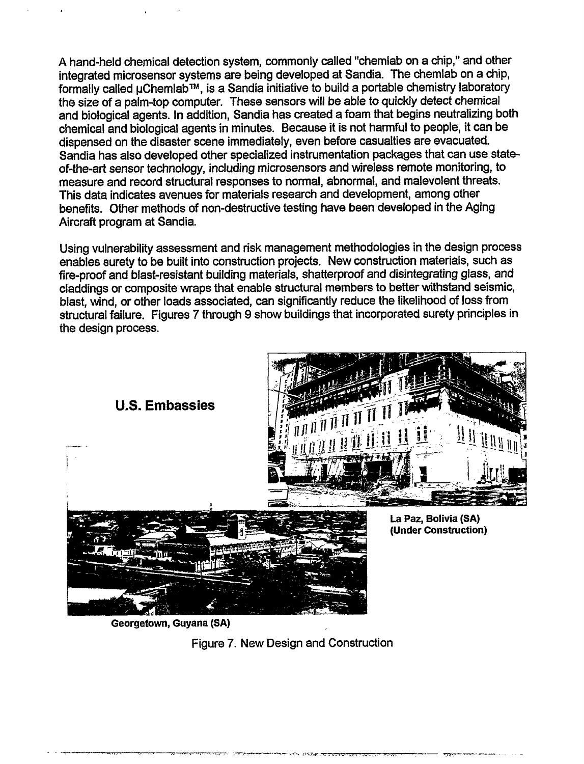A hand-held chemical detection system, commonly called "chemlab on a chip," and other integrated microsensor systems are being developed at Sandia. The chemlab on a chip, formally called μChemlab™, is a Sandia initiative to build a portable chemistry laboratory the size of a palm-top computer. These sensors will be able to quickly detect chemical and biological agents. In addition, Sandia has created a foam that begins neutralizing both chemical and biological agents in minutes. Because it is not harmful to people, it can be dispensed on the disaster scene immediately, even before casualties are evacuated. Sandia has also developed other specialized instrumentation packages that can use state-of-the-art sensor technology, including microsensors and wireless remote monitoring, to measure and record structural responses to normal, abnormal, and malevolent threats. This data indicates avenues for materials research and development, among other benefits. Other methods of non-destructive testing have been developed in the Aging Aircraft program at Sandia.

Using vulnerability assessment and risk management methodologies in the design process enables surety to be built into construction projects. New construction materials, such as fire-proof and blast-resistant building materials, shatterproof and disintegrating glass, and claddings or composite wraps that enable structural members to better withstand seismic, blast, wind, or other loads associated, can significantly reduce the likelihood of loss from structural failure. Figures 7 through 9 show buildings that incorporated surety principles in the design process.

**U.S. Embassies**

**La Paz, Bolivia (SA) (Under Construction)**

**Georgetown, Guyana (SA)**

Figure 7. New Design and Construction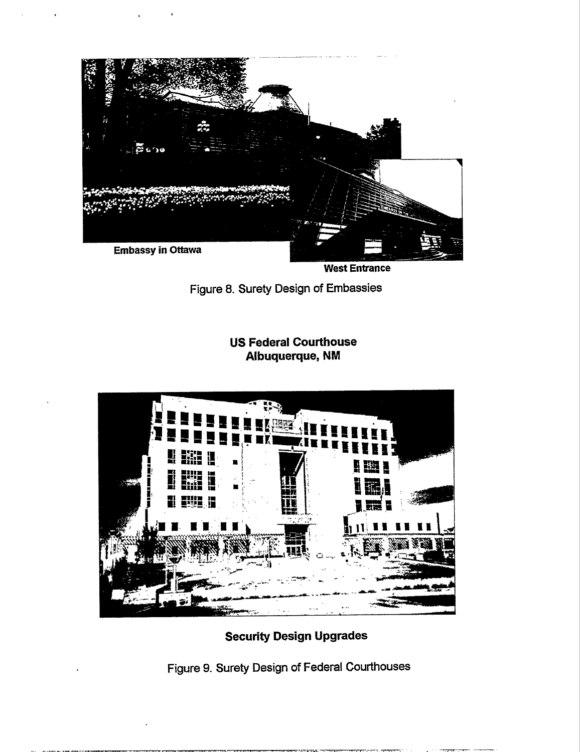Embassy in Ottawa

West Entrance

Figure 8. Surety Design of Embassies

**US Federal Courthouse**
**Albuquerque, NM**

**Security Design Upgrades**

Figure 9. Surety Design of Federal Courthouses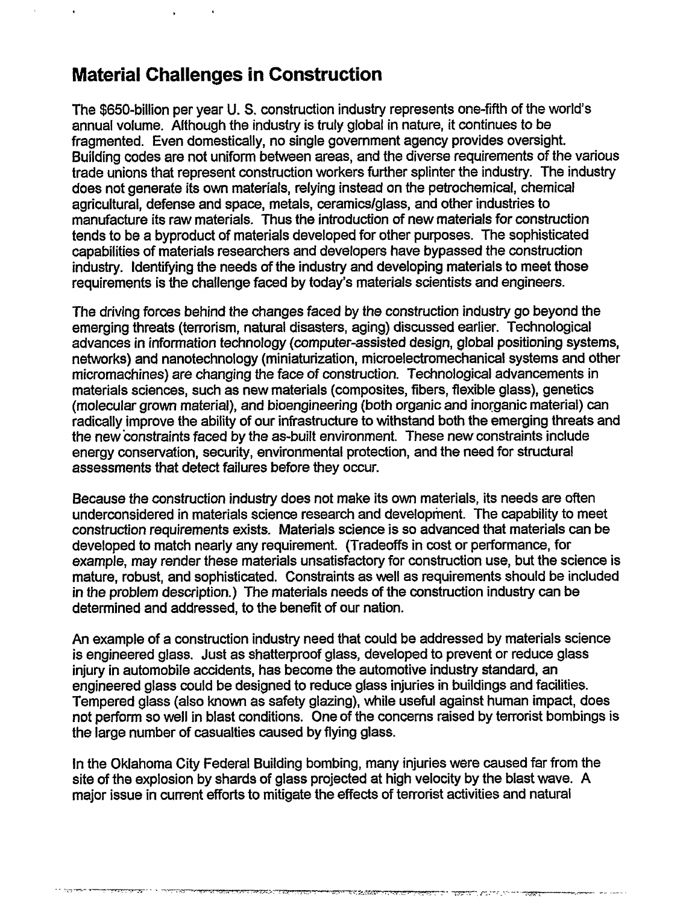## Material Challenges in Construction

The $650-billion per year U. S. construction industry represents one-fifth of the world's annual volume. Although the industry is truly global in nature, it continues to be fragmented. Even domestically, no single government agency provides oversight. Building codes are not uniform between areas, and the diverse requirements of the various trade unions that represent construction workers further splinter the industry. The industry does not generate its own materials, relying instead on the petrochemical, chemical agricultural, defense and space, metals, ceramics/glass, and other industries to manufacture its raw materials. Thus the introduction of new materials for construction tends to be a byproduct of materials developed for other purposes. The sophisticated capabilities of materials researchers and developers have bypassed the construction industry. Identifying the needs of the industry and developing materials to meet those requirements is the challenge faced by today's materials scientists and engineers.

The driving forces behind the changes faced by the construction industry go beyond the emerging threats (terrorism, natural disasters, aging) discussed earlier. Technological advances in information technology (computer-assisted design, global positioning systems, networks) and nanotechnology (miniaturization, microelectromechanical systems and other micromachines) are changing the face of construction. Technological advancements in materials sciences, such as new materials (composites, fibers, flexible glass), genetics (molecular grown material), and bioengineering (both organic and inorganic material) can radically improve the ability of our infrastructure to withstand both the emerging threats and the new constraints faced by the as-built environment. These new constraints include energy conservation, security, environmental protection, and the need for structural assessments that detect failures before they occur.

Because the construction industry does not make its own materials, its needs are often underconsidered in materials science research and development. The capability to meet construction requirements exists. Materials science is so advanced that materials can be developed to match nearly any requirement. (Tradeoffs in cost or performance, for example, may render these materials unsatisfactory for construction use, but the science is mature, robust, and sophisticated. Constraints as well as requirements should be included in the problem description.) The materials needs of the construction industry can be determined and addressed, to the benefit of our nation.

An example of a construction industry need that could be addressed by materials science is engineered glass. Just as shatterproof glass, developed to prevent or reduce glass injury in automobile accidents, has become the automotive industry standard, an engineered glass could be designed to reduce glass injuries in buildings and facilities. Tempered glass (also known as safety glazing), while useful against human impact, does not perform so well in blast conditions. One of the concerns raised by terrorist bombings is the large number of casualties caused by flying glass.

In the Oklahoma City Federal Building bombing, many injuries were caused far from the site of the explosion by shards of glass projected at high velocity by the blast wave. A major issue in current efforts to mitigate the effects of terrorist activities and natural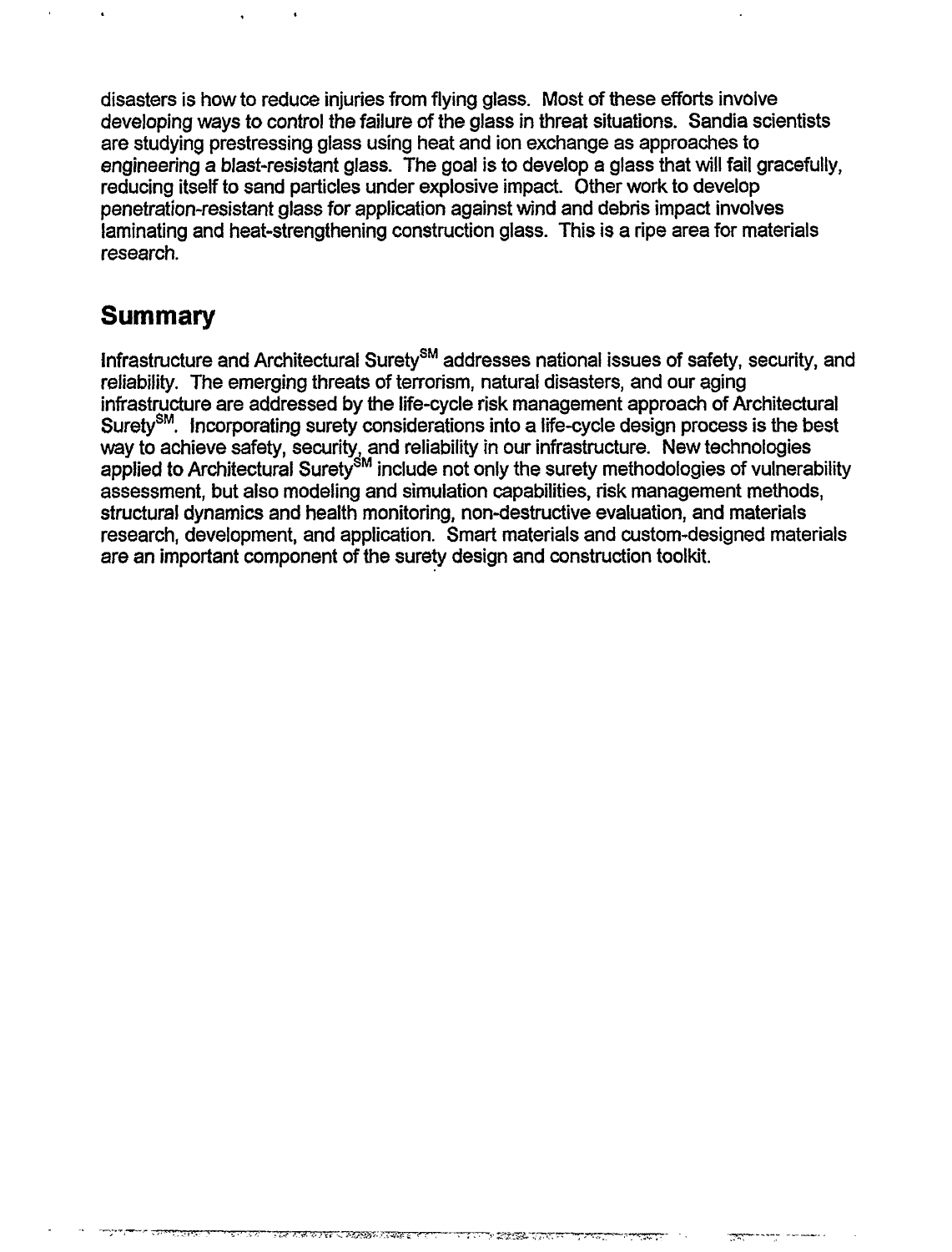disasters is how to reduce injuries from flying glass. Most of these efforts involve developing ways to control the failure of the glass in threat situations. Sandia scientists are studying prestressing glass using heat and ion exchange as approaches to engineering a blast-resistant glass. The goal is to develop a glass that will fail gracefully, reducing itself to sand particles under explosive impact. Other work to develop penetration-resistant glass for application against wind and debris impact involves laminating and heat-strengthening construction glass. This is a ripe area for materials research.

## Summary

Infrastructure and Architectural Surety$^{SM}$ addresses national issues of safety, security, and reliability. The emerging threats of terrorism, natural disasters, and our aging infrastructure are addressed by the life-cycle risk management approach of Architectural Surety$^{SM}$. Incorporating surety considerations into a life-cycle design process is the best way to achieve safety, security, and reliability in our infrastructure. New technologies applied to Architectural Surety$^{SM}$ include not only the surety methodologies of vulnerability assessment, but also modeling and simulation capabilities, risk management methods, structural dynamics and health monitoring, non-destructive evaluation, and materials research, development, and application. Smart materials and custom-designed materials are an important component of the surety design and construction toolkit.